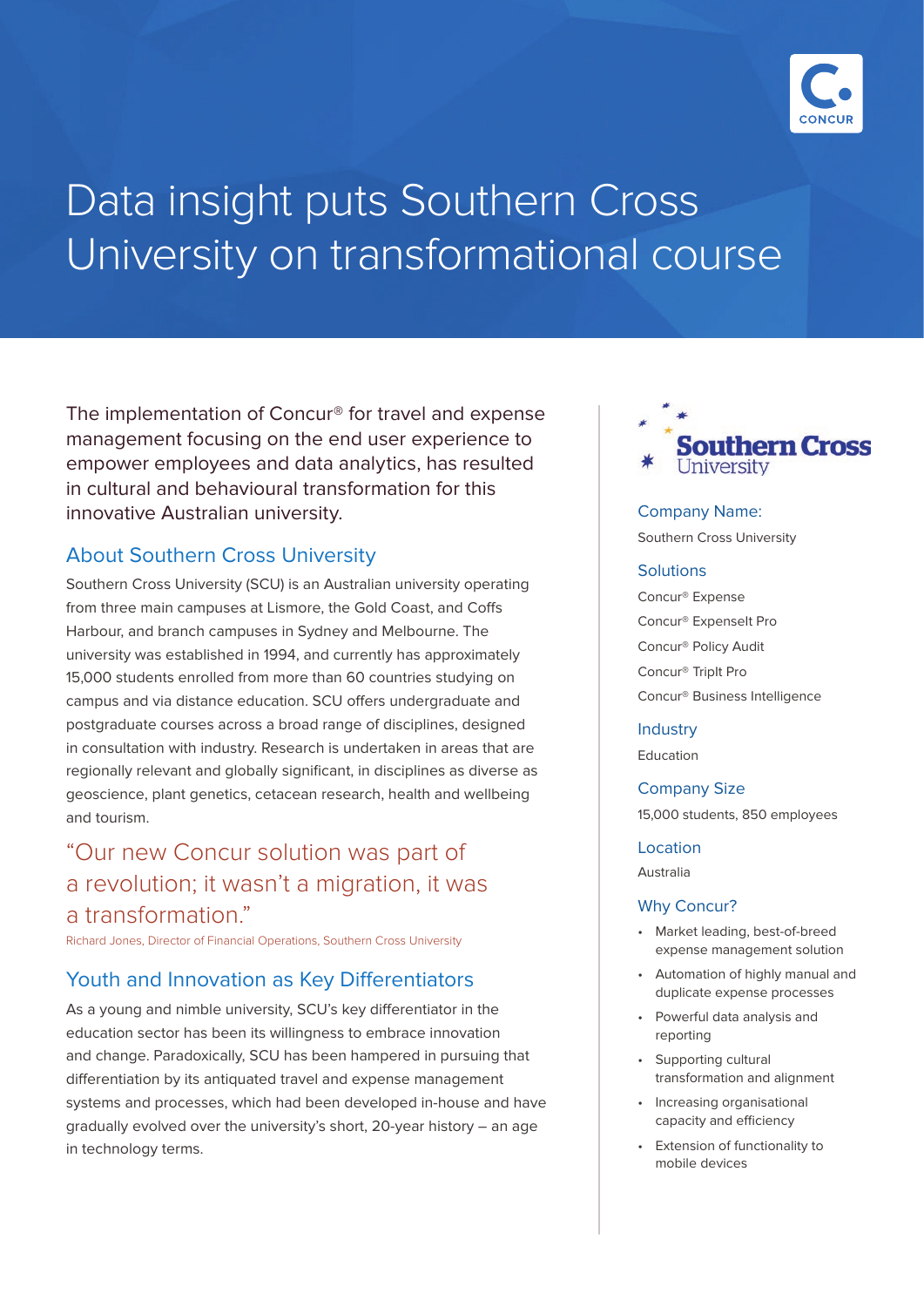# Data insight puts Southern Cross University on transformational course

The implementation of Concur® for travel and expense management focusing on the end user experience to empower employees and data analytics, has resulted in cultural and behavioural transformation for this innovative Australian university.

## About Southern Cross University

Southern Cross University (SCU) is an Australian university operating from three main campuses at Lismore, the Gold Coast, and Coffs Harbour, and branch campuses in Sydney and Melbourne. The university was established in 1994, and currently has approximately 15,000 students enrolled from more than 60 countries studying on campus and via distance education. SCU offers undergraduate and postgraduate courses across a broad range of disciplines, designed in consultation with industry. Research is undertaken in areas that are regionally relevant and globally significant, in disciplines as diverse as geoscience, plant genetics, cetacean research, health and wellbeing and tourism.

> "Our new Concur solution was part of a revolution; it wasn't a migration, it was a transformation."
>
> Richard Jones, Director of Financial Operations, Southern Cross University

## Youth and Innovation as Key Differentiators

As a young and nimble university, SCU's key differentiator in the education sector has been its willingness to embrace innovation and change. Paradoxically, SCU has been hampered in pursuing that differentiation by its antiquated travel and expense management systems and processes, which had been developed in-house and have gradually evolved over the university's short, 20-year history – an age in technology terms.

---

**Company Name:**
Southern Cross University

**Solutions**
Concur® Expense
Concur® ExpenseIt Pro
Concur® Policy Audit
Concur® TripIt Pro
Concur® Business Intelligence

**Industry**
Education

**Company Size**
15,000 students, 850 employees

**Location**
Australia

**Why Concur?**

- Market leading, best-of-breed expense management solution
- Automation of highly manual and duplicate expense processes
- Powerful data analysis and reporting
- Supporting cultural transformation and alignment
- Increasing organisational capacity and efficiency
- Extension of functionality to mobile devices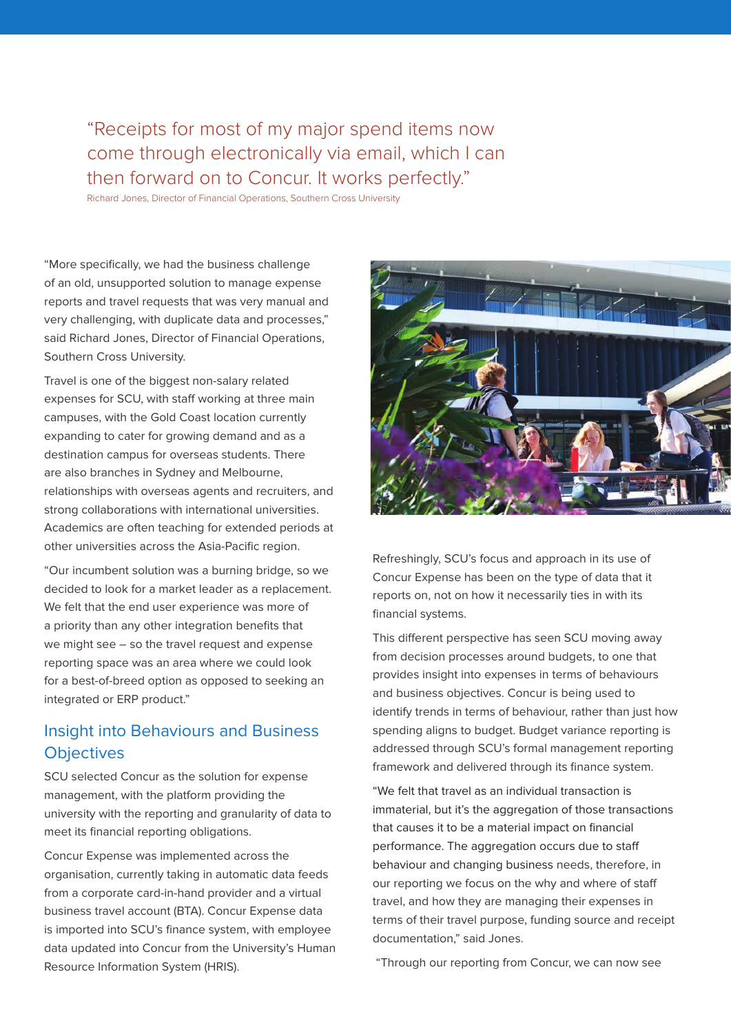> "Receipts for most of my major spend items now come through electronically via email, which I can then forward on to Concur. It works perfectly."
>
> Richard Jones, Director of Financial Operations, Southern Cross University

"More specifically, we had the business challenge of an old, unsupported solution to manage expense reports and travel requests that was very manual and very challenging, with duplicate data and processes," said Richard Jones, Director of Financial Operations, Southern Cross University.

Travel is one of the biggest non-salary related expenses for SCU, with staff working at three main campuses, with the Gold Coast location currently expanding to cater for growing demand and as a destination campus for overseas students. There are also branches in Sydney and Melbourne, relationships with overseas agents and recruiters, and strong collaborations with international universities. Academics are often teaching for extended periods at other universities across the Asia-Pacific region.

"Our incumbent solution was a burning bridge, so we decided to look for a market leader as a replacement. We felt that the end user experience was more of a priority than any other integration benefits that we might see – so the travel request and expense reporting space was an area where we could look for a best-of-breed option as opposed to seeking an integrated or ERP product."

## Insight into Behaviours and Business Objectives

SCU selected Concur as the solution for expense management, with the platform providing the university with the reporting and granularity of data to meet its financial reporting obligations.

Concur Expense was implemented across the organisation, currently taking in automatic data feeds from a corporate card-in-hand provider and a virtual business travel account (BTA). Concur Expense data is imported into SCU's finance system, with employee data updated into Concur from the University's Human Resource Information System (HRIS).

Refreshingly, SCU's focus and approach in its use of Concur Expense has been on the type of data that it reports on, not on how it necessarily ties in with its financial systems.

This different perspective has seen SCU moving away from decision processes around budgets, to one that provides insight into expenses in terms of behaviours and business objectives. Concur is being used to identify trends in terms of behaviour, rather than just how spending aligns to budget. Budget variance reporting is addressed through SCU's formal management reporting framework and delivered through its finance system.

"We felt that travel as an individual transaction is immaterial, but it's the aggregation of those transactions that causes it to be a material impact on financial performance. The aggregation occurs due to staff behaviour and changing business needs, therefore, in our reporting we focus on the why and where of staff travel, and how they are managing their expenses in terms of their travel purpose, funding source and receipt documentation," said Jones.

"Through our reporting from Concur, we can now see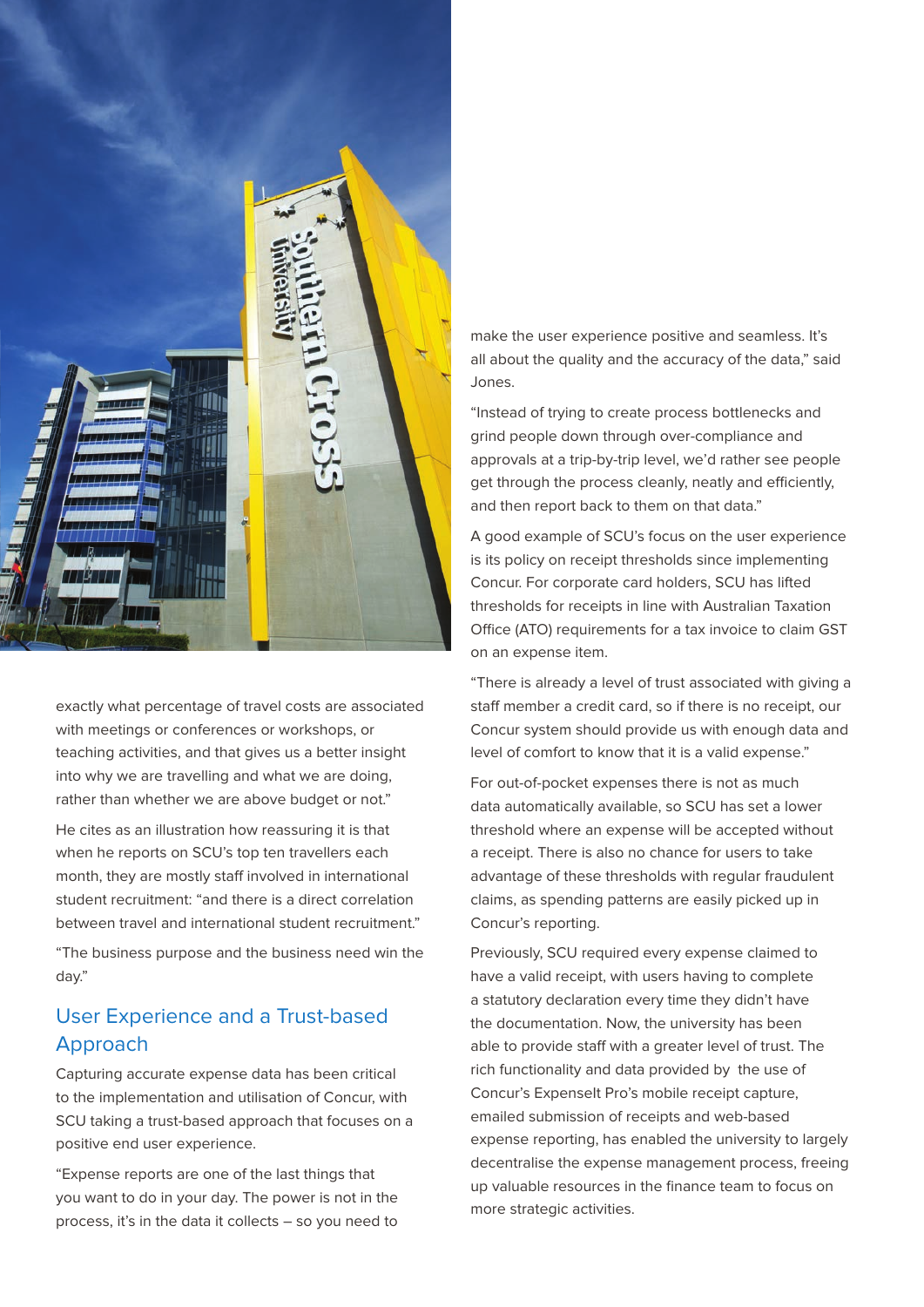exactly what percentage of travel costs are associated with meetings or conferences or workshops, or teaching activities, and that gives us a better insight into why we are travelling and what we are doing, rather than whether we are above budget or not."

He cites as an illustration how reassuring it is that when he reports on SCU's top ten travellers each month, they are mostly staff involved in international student recruitment: "and there is a direct correlation between travel and international student recruitment."

"The business purpose and the business need win the day."

## User Experience and a Trust-based Approach

Capturing accurate expense data has been critical to the implementation and utilisation of Concur, with SCU taking a trust-based approach that focuses on a positive end user experience.

"Expense reports are one of the last things that you want to do in your day. The power is not in the process, it's in the data it collects – so you need to make the user experience positive and seamless. It's all about the quality and the accuracy of the data," said Jones.

"Instead of trying to create process bottlenecks and grind people down through over-compliance and approvals at a trip-by-trip level, we'd rather see people get through the process cleanly, neatly and efficiently, and then report back to them on that data."

A good example of SCU's focus on the user experience is its policy on receipt thresholds since implementing Concur. For corporate card holders, SCU has lifted thresholds for receipts in line with Australian Taxation Office (ATO) requirements for a tax invoice to claim GST on an expense item.

"There is already a level of trust associated with giving a staff member a credit card, so if there is no receipt, our Concur system should provide us with enough data and level of comfort to know that it is a valid expense."

For out-of-pocket expenses there is not as much data automatically available, so SCU has set a lower threshold where an expense will be accepted without a receipt. There is also no chance for users to take advantage of these thresholds with regular fraudulent claims, as spending patterns are easily picked up in Concur's reporting.

Previously, SCU required every expense claimed to have a valid receipt, with users having to complete a statutory declaration every time they didn't have the documentation. Now, the university has been able to provide staff with a greater level of trust. The rich functionality and data provided by the use of Concur's ExpenseIt Pro's mobile receipt capture, emailed submission of receipts and web-based expense reporting, has enabled the university to largely decentralise the expense management process, freeing up valuable resources in the finance team to focus on more strategic activities.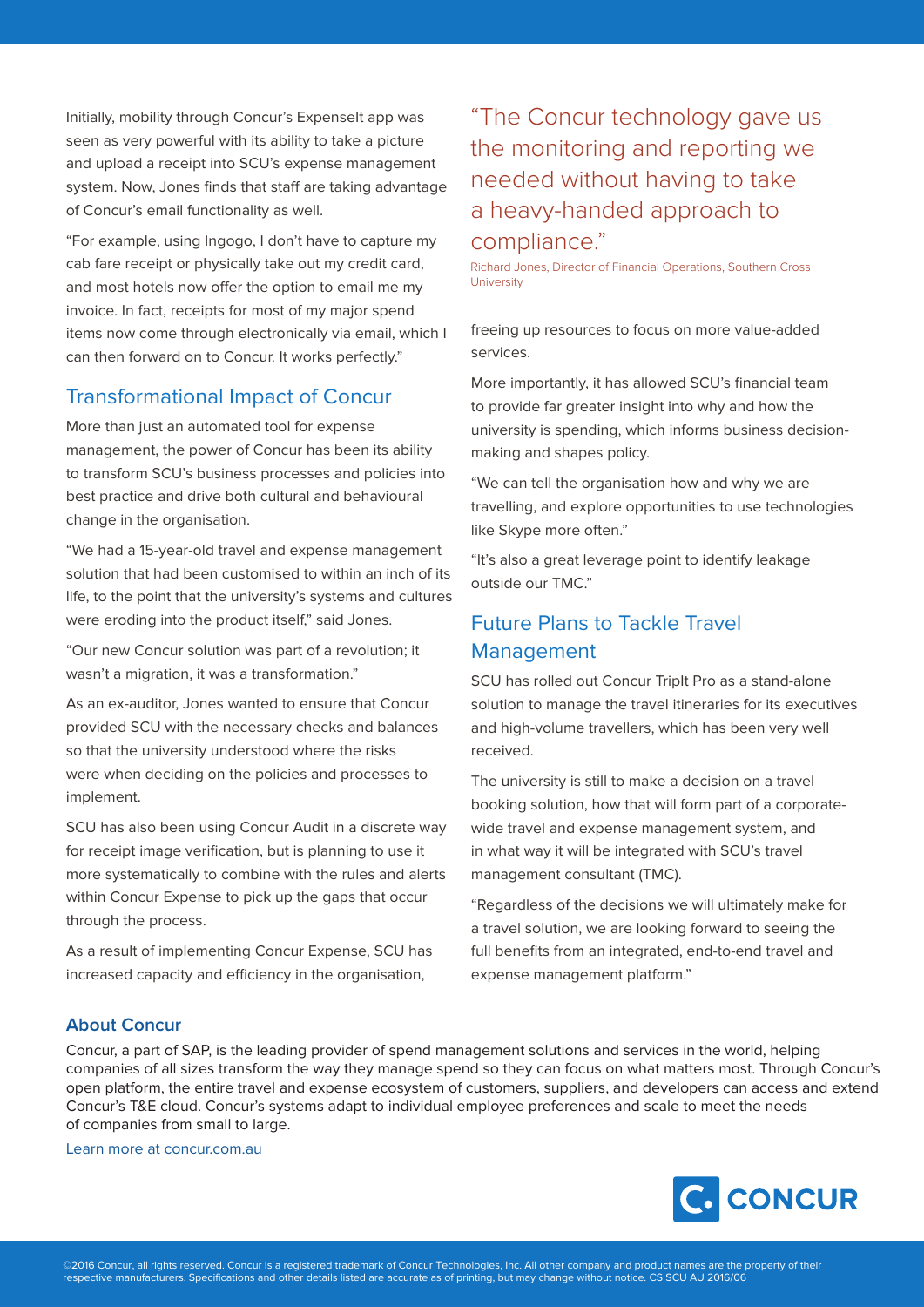Initially, mobility through Concur's ExpenseIt app was seen as very powerful with its ability to take a picture and upload a receipt into SCU's expense management system. Now, Jones finds that staff are taking advantage of Concur's email functionality as well.

"For example, using Ingogo, I don't have to capture my cab fare receipt or physically take out my credit card, and most hotels now offer the option to email me my invoice. In fact, receipts for most of my major spend items now come through electronically via email, which I can then forward on to Concur. It works perfectly."

## Transformational Impact of Concur

More than just an automated tool for expense management, the power of Concur has been its ability to transform SCU's business processes and policies into best practice and drive both cultural and behavioural change in the organisation.

"We had a 15-year-old travel and expense management solution that had been customised to within an inch of its life, to the point that the university's systems and cultures were eroding into the product itself," said Jones.

"Our new Concur solution was part of a revolution; it wasn't a migration, it was a transformation."

As an ex-auditor, Jones wanted to ensure that Concur provided SCU with the necessary checks and balances so that the university understood where the risks were when deciding on the policies and processes to implement.

SCU has also been using Concur Audit in a discrete way for receipt image verification, but is planning to use it more systematically to combine with the rules and alerts within Concur Expense to pick up the gaps that occur through the process.

As a result of implementing Concur Expense, SCU has increased capacity and efficiency in the organisation, freeing up resources to focus on more value-added services.

> "The Concur technology gave us the monitoring and reporting we needed without having to take a heavy-handed approach to compliance."
>
> Richard Jones, Director of Financial Operations, Southern Cross University

More importantly, it has allowed SCU's financial team to provide far greater insight into why and how the university is spending, which informs business decision-making and shapes policy.

"We can tell the organisation how and why we are travelling, and explore opportunities to use technologies like Skype more often."

"It's also a great leverage point to identify leakage outside our TMC."

## Future Plans to Tackle Travel Management

SCU has rolled out Concur TripIt Pro as a stand-alone solution to manage the travel itineraries for its executives and high-volume travellers, which has been very well received.

The university is still to make a decision on a travel booking solution, how that will form part of a corporate-wide travel and expense management system, and in what way it will be integrated with SCU's travel management consultant (TMC).

"Regardless of the decisions we will ultimately make for a travel solution, we are looking forward to seeing the full benefits from an integrated, end-to-end travel and expense management platform."

### About Concur

Concur, a part of SAP, is the leading provider of spend management solutions and services in the world, helping companies of all sizes transform the way they manage spend so they can focus on what matters most. Through Concur's open platform, the entire travel and expense ecosystem of customers, suppliers, and developers can access and extend Concur's T&E cloud. Concur's systems adapt to individual employee preferences and scale to meet the needs of companies from small to large.

Learn more at concur.com.au

CONCUR

©2016 Concur, all rights reserved. Concur is a registered trademark of Concur Technologies, Inc. All other company and product names are the property of their respective manufacturers. Specifications and other details listed are accurate as of printing, but may change without notice. CS SCU AU 2016/06